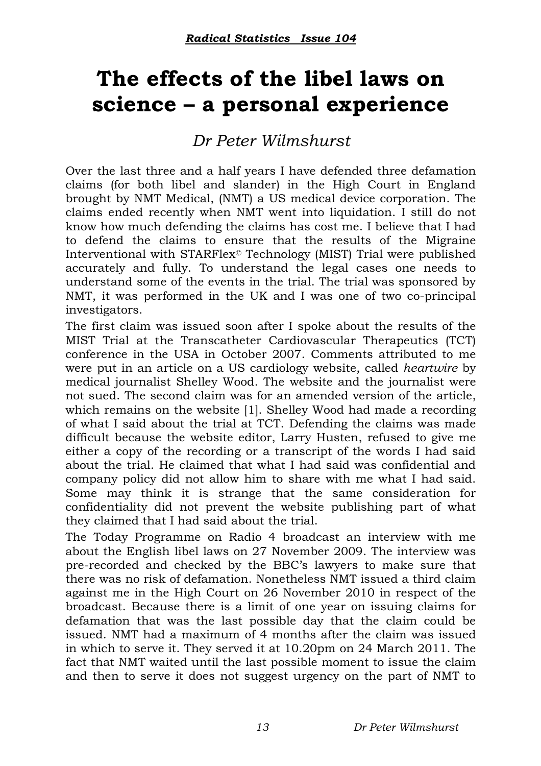# The effects of the libel laws on science – a personal experience

*Dr Peter Wilmshurst*

Over the last three and a half years I have defended three defamation claims (for both libel and slander) in the High Court in England brought by NMT Medical, (NMT) a US medical device corporation. The claims ended recently when NMT went into liquidation. I still do not know how much defending the claims has cost me. I believe that I had to defend the claims to ensure that the results of the Migraine Interventional with STARFlex© Technology (MIST) Trial were published accurately and fully. To understand the legal cases one needs to understand some of the events in the trial. The trial was sponsored by NMT, it was performed in the UK and I was one of two co-principal investigators.

The first claim was issued soon after I spoke about the results of the MIST Trial at the Transcatheter Cardiovascular Therapeutics (TCT) conference in the USA in October 2007. Comments attributed to me were put in an article on a US cardiology website, called *heartwire* by medical journalist Shelley Wood. The website and the journalist were not sued. The second claim was for an amended version of the article, which remains on the website [1]. Shelley Wood had made a recording of what I said about the trial at TCT. Defending the claims was made difficult because the website editor, Larry Husten, refused to give me either a copy of the recording or a transcript of the words I had said about the trial. He claimed that what I had said was confidential and company policy did not allow him to share with me what I had said. Some may think it is strange that the same consideration for confidentiality did not prevent the website publishing part of what they claimed that I had said about the trial.

The Today Programme on Radio 4 broadcast an interview with me about the English libel laws on 27 November 2009. The interview was pre-recorded and checked by the BBC's lawyers to make sure that there was no risk of defamation. Nonetheless NMT issued a third claim against me in the High Court on 26 November 2010 in respect of the broadcast. Because there is a limit of one year on issuing claims for defamation that was the last possible day that the claim could be issued. NMT had a maximum of 4 months after the claim was issued in which to serve it. They served it at 10.20pm on 24 March 2011. The fact that NMT waited until the last possible moment to issue the claim and then to serve it does not suggest urgency on the part of NMT to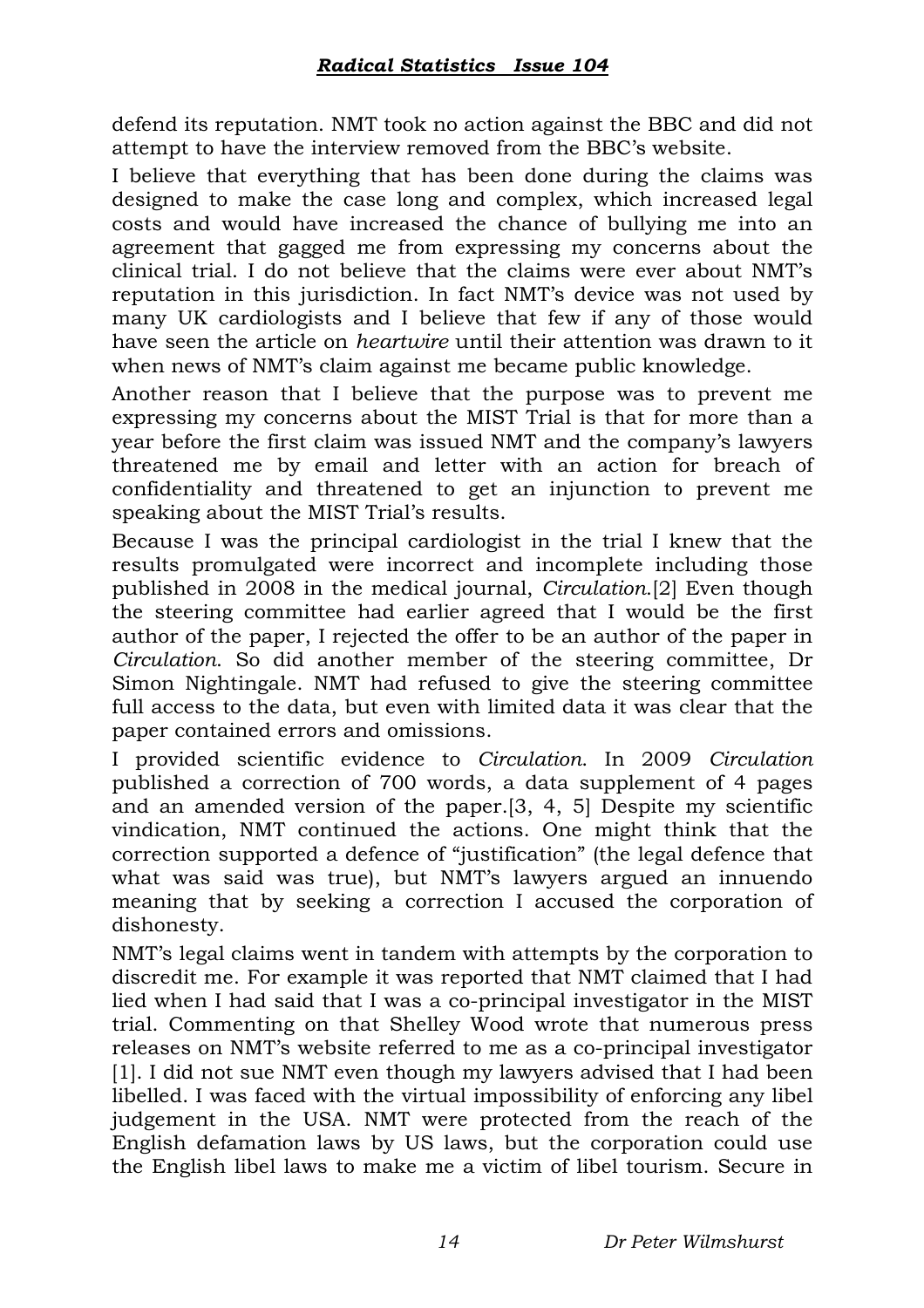defend its reputation. NMT took no action against the BBC and did not attempt to have the interview removed from the BBC's website.

I believe that everything that has been done during the claims was designed to make the case long and complex, which increased legal costs and would have increased the chance of bullying me into an agreement that gagged me from expressing my concerns about the clinical trial. I do not believe that the claims were ever about NMT's reputation in this jurisdiction. In fact NMT's device was not used by many UK cardiologists and I believe that few if any of those would have seen the article on *heartwire* until their attention was drawn to it when news of NMT's claim against me became public knowledge.

Another reason that I believe that the purpose was to prevent me expressing my concerns about the MIST Trial is that for more than a year before the first claim was issued NMT and the company's lawyers threatened me by email and letter with an action for breach of confidentiality and threatened to get an injunction to prevent me speaking about the MIST Trial's results.

Because I was the principal cardiologist in the trial I knew that the results promulgated were incorrect and incomplete including those published in 2008 in the medical journal, *Circulation*.[2] Even though the steering committee had earlier agreed that I would be the first author of the paper, I rejected the offer to be an author of the paper in *Circulation*. So did another member of the steering committee, Dr Simon Nightingale. NMT had refused to give the steering committee full access to the data, but even with limited data it was clear that the paper contained errors and omissions.

I provided scientific evidence to *Circulation*. In 2009 *Circulation* published a correction of 700 words, a data supplement of 4 pages and an amended version of the paper.[3, 4, 5] Despite my scientific vindication, NMT continued the actions. One might think that the correction supported a defence of "justification" (the legal defence that what was said was true), but NMT's lawyers argued an innuendo meaning that by seeking a correction I accused the corporation of dishonesty.

NMT's legal claims went in tandem with attempts by the corporation to discredit me. For example it was reported that NMT claimed that I had lied when I had said that I was a co-principal investigator in the MIST trial. Commenting on that Shelley Wood wrote that numerous press releases on NMT's website referred to me as a co-principal investigator [1]. I did not sue NMT even though my lawyers advised that I had been libelled. I was faced with the virtual impossibility of enforcing any libel judgement in the USA. NMT were protected from the reach of the English defamation laws by US laws, but the corporation could use the English libel laws to make me a victim of libel tourism. Secure in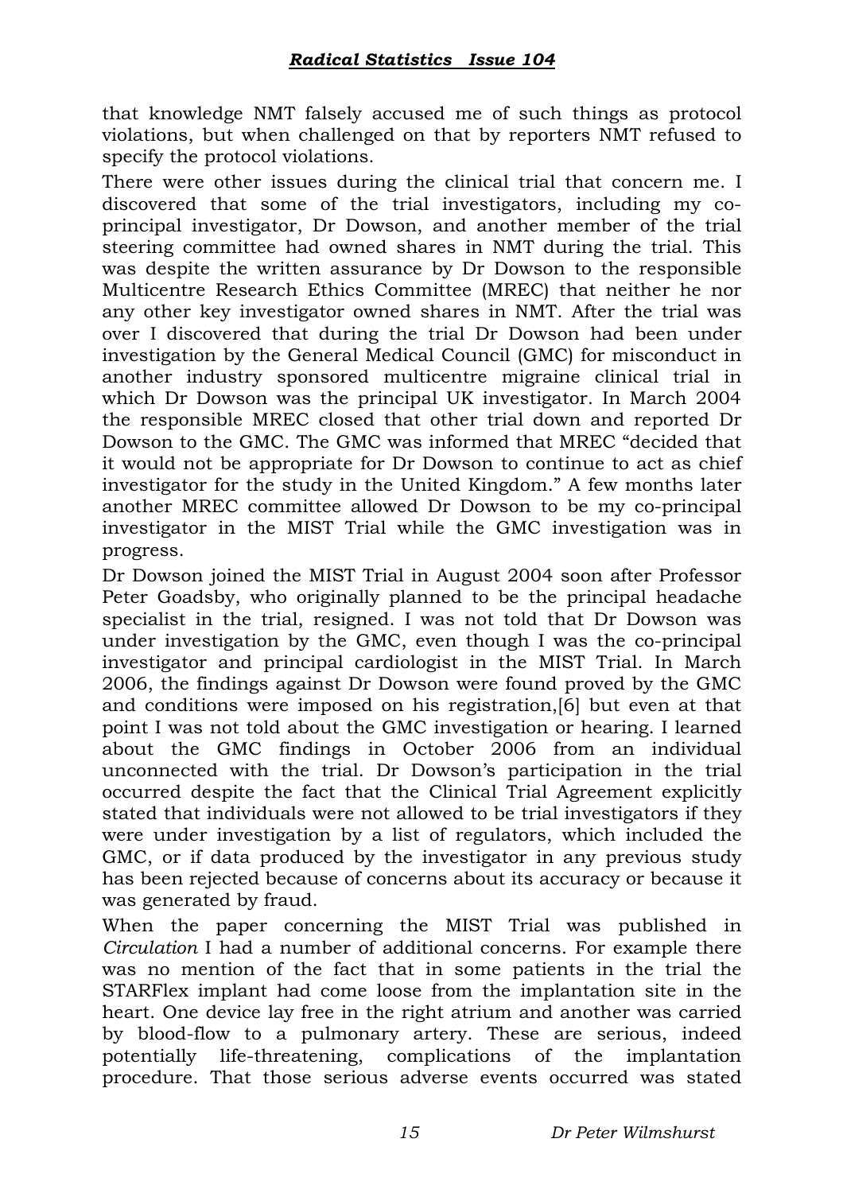that knowledge NMT falsely accused me of such things as protocol violations, but when challenged on that by reporters NMT refused to specify the protocol violations.

There were other issues during the clinical trial that concern me. I discovered that some of the trial investigators, including my co-principal investigator, Dr Dowson, and another member of the trial steering committee had owned shares in NMT during the trial. This was despite the written assurance by Dr Dowson to the responsible Multicentre Research Ethics Committee (MREC) that neither he nor any other key investigator owned shares in NMT. After the trial was over I discovered that during the trial Dr Dowson had been under investigation by the General Medical Council (GMC) for misconduct in another industry sponsored multicentre migraine clinical trial in which Dr Dowson was the principal UK investigator. In March 2004 the responsible MREC closed that other trial down and reported Dr Dowson to the GMC. The GMC was informed that MREC "decided that it would not be appropriate for Dr Dowson to continue to act as chief investigator for the study in the United Kingdom." A few months later another MREC committee allowed Dr Dowson to be my co-principal investigator in the MIST Trial while the GMC investigation was in progress.

Dr Dowson joined the MIST Trial in August 2004 soon after Professor Peter Goadsby, who originally planned to be the principal headache specialist in the trial, resigned. I was not told that Dr Dowson was under investigation by the GMC, even though I was the co-principal investigator and principal cardiologist in the MIST Trial. In March 2006, the findings against Dr Dowson were found proved by the GMC and conditions were imposed on his registration,[6] but even at that point I was not told about the GMC investigation or hearing. I learned about the GMC findings in October 2006 from an individual unconnected with the trial. Dr Dowson's participation in the trial occurred despite the fact that the Clinical Trial Agreement explicitly stated that individuals were not allowed to be trial investigators if they were under investigation by a list of regulators, which included the GMC, or if data produced by the investigator in any previous study has been rejected because of concerns about its accuracy or because it was generated by fraud.

When the paper concerning the MIST Trial was published in *Circulation* I had a number of additional concerns. For example there was no mention of the fact that in some patients in the trial the STARFlex implant had come loose from the implantation site in the heart. One device lay free in the right atrium and another was carried by blood-flow to a pulmonary artery. These are serious, indeed potentially life-threatening, complications of the implantation procedure. That those serious adverse events occurred was stated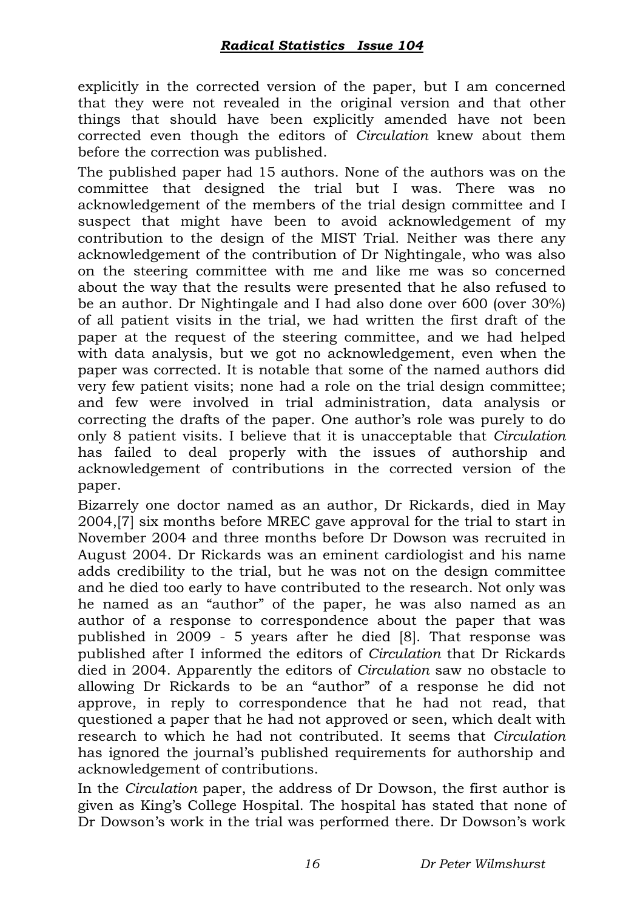explicitly in the corrected version of the paper, but I am concerned that they were not revealed in the original version and that other things that should have been explicitly amended have not been corrected even though the editors of *Circulation* knew about them before the correction was published.

The published paper had 15 authors. None of the authors was on the committee that designed the trial but I was. There was no acknowledgement of the members of the trial design committee and I suspect that might have been to avoid acknowledgement of my contribution to the design of the MIST Trial. Neither was there any acknowledgement of the contribution of Dr Nightingale, who was also on the steering committee with me and like me was so concerned about the way that the results were presented that he also refused to be an author. Dr Nightingale and I had also done over 600 (over 30%) of all patient visits in the trial, we had written the first draft of the paper at the request of the steering committee, and we had helped with data analysis, but we got no acknowledgement, even when the paper was corrected. It is notable that some of the named authors did very few patient visits; none had a role on the trial design committee; and few were involved in trial administration, data analysis or correcting the drafts of the paper. One author's role was purely to do only 8 patient visits. I believe that it is unacceptable that *Circulation* has failed to deal properly with the issues of authorship and acknowledgement of contributions in the corrected version of the paper.

Bizarrely one doctor named as an author, Dr Rickards, died in May 2004,[7] six months before MREC gave approval for the trial to start in November 2004 and three months before Dr Dowson was recruited in August 2004. Dr Rickards was an eminent cardiologist and his name adds credibility to the trial, but he was not on the design committee and he died too early to have contributed to the research. Not only was he named as an "author" of the paper, he was also named as an author of a response to correspondence about the paper that was published in 2009 - 5 years after he died [8]. That response was published after I informed the editors of *Circulation* that Dr Rickards died in 2004. Apparently the editors of *Circulation* saw no obstacle to allowing Dr Rickards to be an "author" of a response he did not approve, in reply to correspondence that he had not read, that questioned a paper that he had not approved or seen, which dealt with research to which he had not contributed. It seems that *Circulation* has ignored the journal's published requirements for authorship and acknowledgement of contributions.

In the *Circulation* paper, the address of Dr Dowson, the first author is given as King's College Hospital. The hospital has stated that none of Dr Dowson's work in the trial was performed there. Dr Dowson's work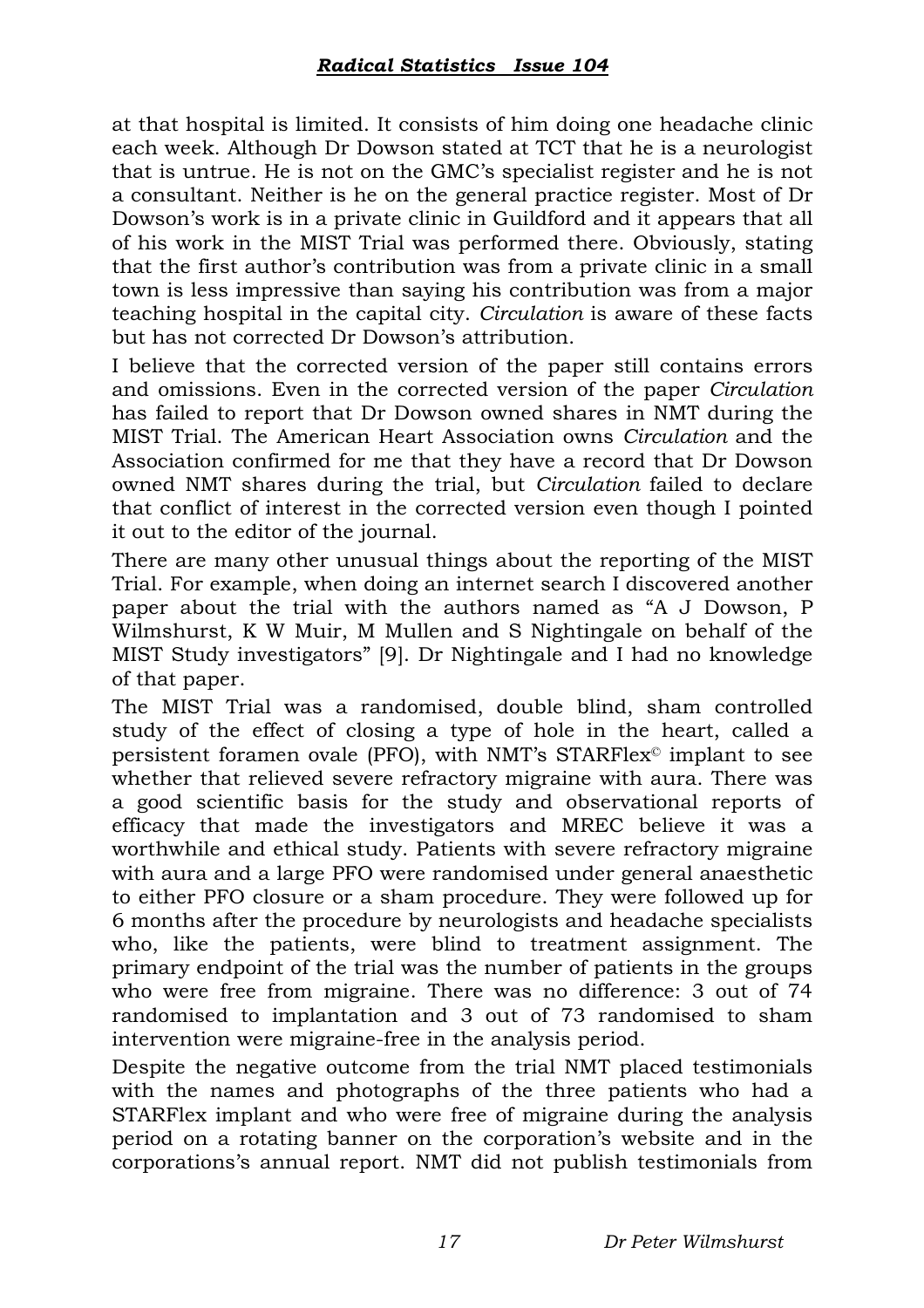at that hospital is limited. It consists of him doing one headache clinic each week. Although Dr Dowson stated at TCT that he is a neurologist that is untrue. He is not on the GMC's specialist register and he is not a consultant. Neither is he on the general practice register. Most of Dr Dowson's work is in a private clinic in Guildford and it appears that all of his work in the MIST Trial was performed there. Obviously, stating that the first author's contribution was from a private clinic in a small town is less impressive than saying his contribution was from a major teaching hospital in the capital city. *Circulation* is aware of these facts but has not corrected Dr Dowson's attribution.

I believe that the corrected version of the paper still contains errors and omissions. Even in the corrected version of the paper *Circulation* has failed to report that Dr Dowson owned shares in NMT during the MIST Trial. The American Heart Association owns *Circulation* and the Association confirmed for me that they have a record that Dr Dowson owned NMT shares during the trial, but *Circulation* failed to declare that conflict of interest in the corrected version even though I pointed it out to the editor of the journal.

There are many other unusual things about the reporting of the MIST Trial. For example, when doing an internet search I discovered another paper about the trial with the authors named as "A J Dowson, P Wilmshurst, K W Muir, M Mullen and S Nightingale on behalf of the MIST Study investigators" [9]. Dr Nightingale and I had no knowledge of that paper.

The MIST Trial was a randomised, double blind, sham controlled study of the effect of closing a type of hole in the heart, called a persistent foramen ovale (PFO), with NMT's STARFlex© implant to see whether that relieved severe refractory migraine with aura. There was a good scientific basis for the study and observational reports of efficacy that made the investigators and MREC believe it was a worthwhile and ethical study. Patients with severe refractory migraine with aura and a large PFO were randomised under general anaesthetic to either PFO closure or a sham procedure. They were followed up for 6 months after the procedure by neurologists and headache specialists who, like the patients, were blind to treatment assignment. The primary endpoint of the trial was the number of patients in the groups who were free from migraine. There was no difference: 3 out of 74 randomised to implantation and 3 out of 73 randomised to sham intervention were migraine-free in the analysis period.

Despite the negative outcome from the trial NMT placed testimonials with the names and photographs of the three patients who had a STARFlex implant and who were free of migraine during the analysis period on a rotating banner on the corporation's website and in the corporations's annual report. NMT did not publish testimonials from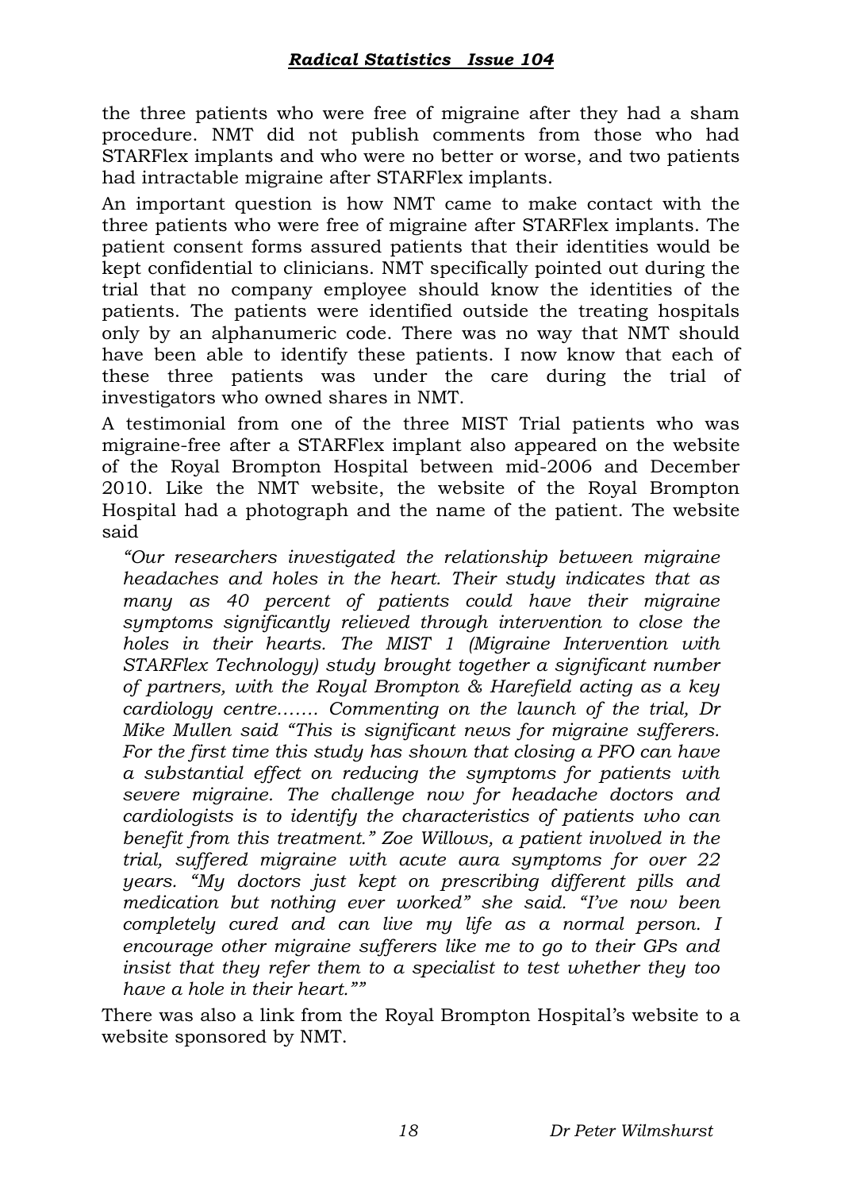the three patients who were free of migraine after they had a sham procedure. NMT did not publish comments from those who had STARFlex implants and who were no better or worse, and two patients had intractable migraine after STARFlex implants.

An important question is how NMT came to make contact with the three patients who were free of migraine after STARFlex implants. The patient consent forms assured patients that their identities would be kept confidential to clinicians. NMT specifically pointed out during the trial that no company employee should know the identities of the patients. The patients were identified outside the treating hospitals only by an alphanumeric code. There was no way that NMT should have been able to identify these patients. I now know that each of these three patients was under the care during the trial of investigators who owned shares in NMT.

A testimonial from one of the three MIST Trial patients who was migraine-free after a STARFlex implant also appeared on the website of the Royal Brompton Hospital between mid-2006 and December 2010. Like the NMT website, the website of the Royal Brompton Hospital had a photograph and the name of the patient. The website said

> *"Our researchers investigated the relationship between migraine headaches and holes in the heart. Their study indicates that as many as 40 percent of patients could have their migraine symptoms significantly relieved through intervention to close the holes in their hearts. The MIST 1 (Migraine Intervention with STARFlex Technology) study brought together a significant number of partners, with the Royal Brompton & Harefield acting as a key cardiology centre……. Commenting on the launch of the trial, Dr Mike Mullen said "This is significant news for migraine sufferers. For the first time this study has shown that closing a PFO can have a substantial effect on reducing the symptoms for patients with severe migraine. The challenge now for headache doctors and cardiologists is to identify the characteristics of patients who can benefit from this treatment." Zoe Willows, a patient involved in the trial, suffered migraine with acute aura symptoms for over 22 years. "My doctors just kept on prescribing different pills and medication but nothing ever worked" she said. "I've now been completely cured and can live my life as a normal person. I encourage other migraine sufferers like me to go to their GPs and insist that they refer them to a specialist to test whether they too have a hole in their heart.""*

There was also a link from the Royal Brompton Hospital's website to a website sponsored by NMT.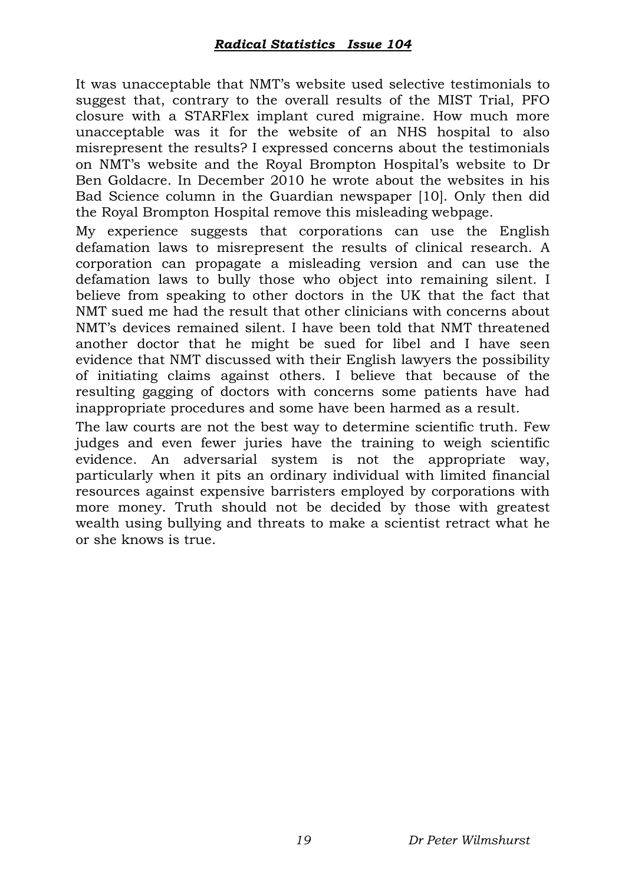It was unacceptable that NMT's website used selective testimonials to suggest that, contrary to the overall results of the MIST Trial, PFO closure with a STARFlex implant cured migraine. How much more unacceptable was it for the website of an NHS hospital to also misrepresent the results? I expressed concerns about the testimonials on NMT's website and the Royal Brompton Hospital's website to Dr Ben Goldacre. In December 2010 he wrote about the websites in his Bad Science column in the Guardian newspaper [10]. Only then did the Royal Brompton Hospital remove this misleading webpage.

My experience suggests that corporations can use the English defamation laws to misrepresent the results of clinical research. A corporation can propagate a misleading version and can use the defamation laws to bully those who object into remaining silent. I believe from speaking to other doctors in the UK that the fact that NMT sued me had the result that other clinicians with concerns about NMT's devices remained silent. I have been told that NMT threatened another doctor that he might be sued for libel and I have seen evidence that NMT discussed with their English lawyers the possibility of initiating claims against others. I believe that because of the resulting gagging of doctors with concerns some patients have had inappropriate procedures and some have been harmed as a result.

The law courts are not the best way to determine scientific truth. Few judges and even fewer juries have the training to weigh scientific evidence. An adversarial system is not the appropriate way, particularly when it pits an ordinary individual with limited financial resources against expensive barristers employed by corporations with more money. Truth should not be decided by those with greatest wealth using bullying and threats to make a scientist retract what he or she knows is true.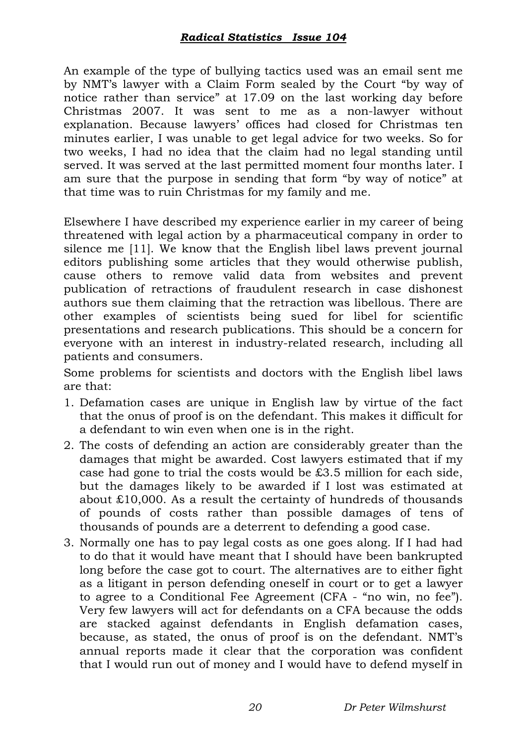An example of the type of bullying tactics used was an email sent me by NMT's lawyer with a Claim Form sealed by the Court "by way of notice rather than service" at 17.09 on the last working day before Christmas 2007. It was sent to me as a non-lawyer without explanation. Because lawyers' offices had closed for Christmas ten minutes earlier, I was unable to get legal advice for two weeks. So for two weeks, I had no idea that the claim had no legal standing until served. It was served at the last permitted moment four months later. I am sure that the purpose in sending that form "by way of notice" at that time was to ruin Christmas for my family and me.

Elsewhere I have described my experience earlier in my career of being threatened with legal action by a pharmaceutical company in order to silence me [11]. We know that the English libel laws prevent journal editors publishing some articles that they would otherwise publish, cause others to remove valid data from websites and prevent publication of retractions of fraudulent research in case dishonest authors sue them claiming that the retraction was libellous. There are other examples of scientists being sued for libel for scientific presentations and research publications. This should be a concern for everyone with an interest in industry-related research, including all patients and consumers.

Some problems for scientists and doctors with the English libel laws are that:

1. Defamation cases are unique in English law by virtue of the fact that the onus of proof is on the defendant. This makes it difficult for a defendant to win even when one is in the right.
2. The costs of defending an action are considerably greater than the damages that might be awarded. Cost lawyers estimated that if my case had gone to trial the costs would be £3.5 million for each side, but the damages likely to be awarded if I lost was estimated at about £10,000. As a result the certainty of hundreds of thousands of pounds of costs rather than possible damages of tens of thousands of pounds are a deterrent to defending a good case.
3. Normally one has to pay legal costs as one goes along. If I had had to do that it would have meant that I should have been bankrupted long before the case got to court. The alternatives are to either fight as a litigant in person defending oneself in court or to get a lawyer to agree to a Conditional Fee Agreement (CFA - "no win, no fee"). Very few lawyers will act for defendants on a CFA because the odds are stacked against defendants in English defamation cases, because, as stated, the onus of proof is on the defendant. NMT's annual reports made it clear that the corporation was confident that I would run out of money and I would have to defend myself in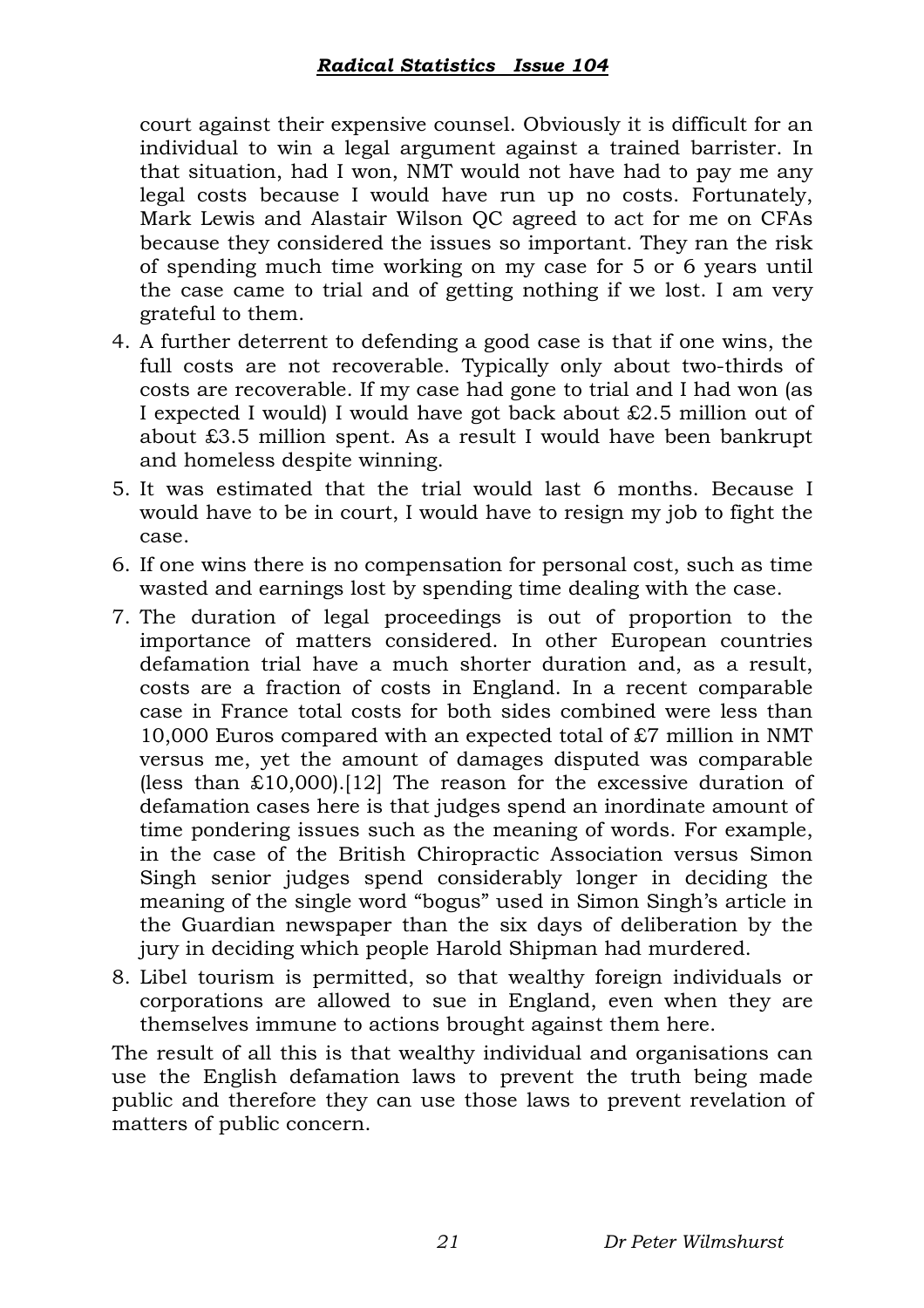court against their expensive counsel. Obviously it is difficult for an individual to win a legal argument against a trained barrister. In that situation, had I won, NMT would not have had to pay me any legal costs because I would have run up no costs. Fortunately, Mark Lewis and Alastair Wilson QC agreed to act for me on CFAs because they considered the issues so important. They ran the risk of spending much time working on my case for 5 or 6 years until the case came to trial and of getting nothing if we lost. I am very grateful to them.

4. A further deterrent to defending a good case is that if one wins, the full costs are not recoverable. Typically only about two-thirds of costs are recoverable. If my case had gone to trial and I had won (as I expected I would) I would have got back about £2.5 million out of about £3.5 million spent. As a result I would have been bankrupt and homeless despite winning.
5. It was estimated that the trial would last 6 months. Because I would have to be in court, I would have to resign my job to fight the case.
6. If one wins there is no compensation for personal cost, such as time wasted and earnings lost by spending time dealing with the case.
7. The duration of legal proceedings is out of proportion to the importance of matters considered. In other European countries defamation trial have a much shorter duration and, as a result, costs are a fraction of costs in England. In a recent comparable case in France total costs for both sides combined were less than 10,000 Euros compared with an expected total of £7 million in NMT versus me, yet the amount of damages disputed was comparable (less than £10,000).[12] The reason for the excessive duration of defamation cases here is that judges spend an inordinate amount of time pondering issues such as the meaning of words. For example, in the case of the British Chiropractic Association versus Simon Singh senior judges spend considerably longer in deciding the meaning of the single word "bogus" used in Simon Singh's article in the Guardian newspaper than the six days of deliberation by the jury in deciding which people Harold Shipman had murdered.
8. Libel tourism is permitted, so that wealthy foreign individuals or corporations are allowed to sue in England, even when they are themselves immune to actions brought against them here.

The result of all this is that wealthy individual and organisations can use the English defamation laws to prevent the truth being made public and therefore they can use those laws to prevent revelation of matters of public concern.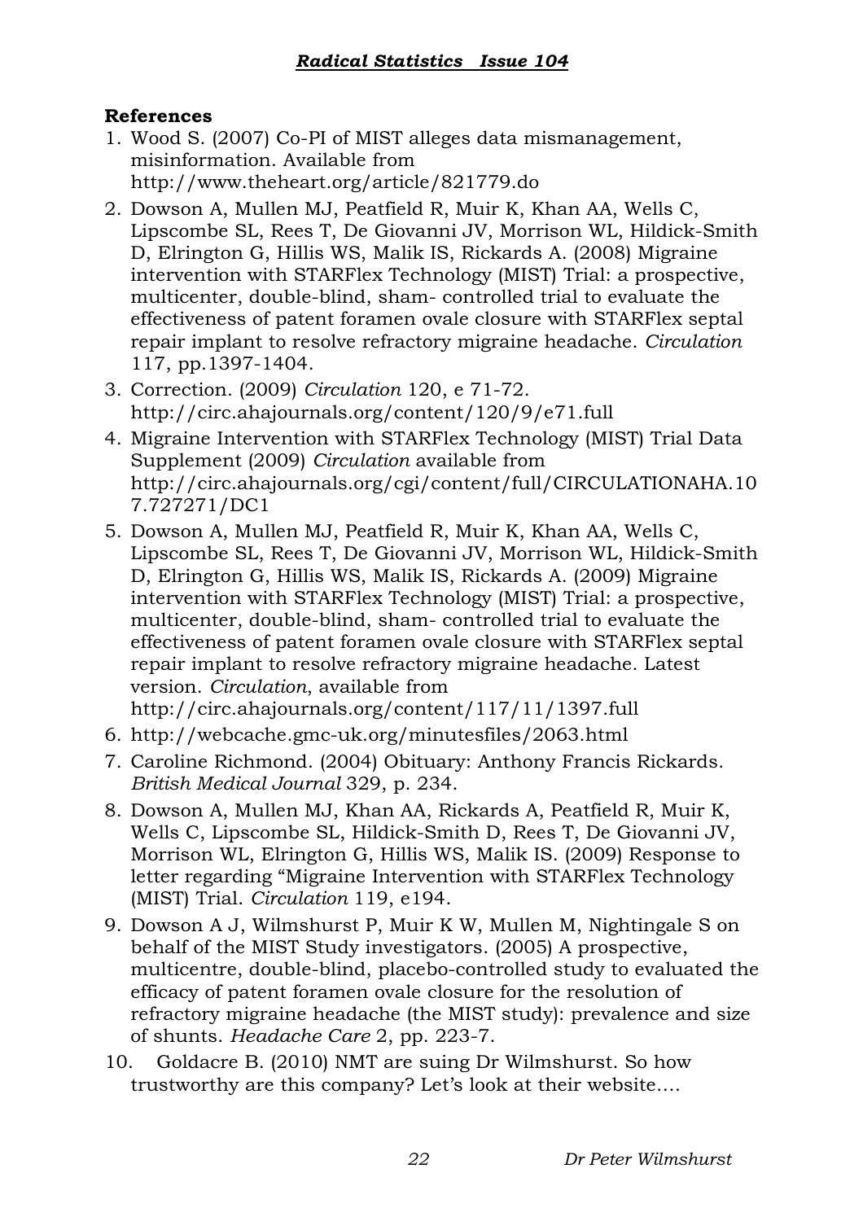**References**

1. Wood S. (2007) Co-PI of MIST alleges data mismanagement, misinformation. Available from http://www.theheart.org/article/821779.do
2. Dowson A, Mullen MJ, Peatfield R, Muir K, Khan AA, Wells C, Lipscombe SL, Rees T, De Giovanni JV, Morrison WL, Hildick-Smith D, Elrington G, Hillis WS, Malik IS, Rickards A. (2008) Migraine intervention with STARFlex Technology (MIST) Trial: a prospective, multicenter, double-blind, sham- controlled trial to evaluate the effectiveness of patent foramen ovale closure with STARFlex septal repair implant to resolve refractory migraine headache. *Circulation* 117, pp.1397-1404.
3. Correction. (2009) *Circulation* 120, e 71-72. http://circ.ahajournals.org/content/120/9/e71.full
4. Migraine Intervention with STARFlex Technology (MIST) Trial Data Supplement (2009) *Circulation* available from http://circ.ahajournals.org/cgi/content/full/CIRCULATIONAHA.107.727271/DC1
5. Dowson A, Mullen MJ, Peatfield R, Muir K, Khan AA, Wells C, Lipscombe SL, Rees T, De Giovanni JV, Morrison WL, Hildick-Smith D, Elrington G, Hillis WS, Malik IS, Rickards A. (2009) Migraine intervention with STARFlex Technology (MIST) Trial: a prospective, multicenter, double-blind, sham- controlled trial to evaluate the effectiveness of patent foramen ovale closure with STARFlex septal repair implant to resolve refractory migraine headache. Latest version. *Circulation*, available from http://circ.ahajournals.org/content/117/11/1397.full
6. http://webcache.gmc-uk.org/minutesfiles/2063.html
7. Caroline Richmond. (2004) Obituary: Anthony Francis Rickards. *British Medical Journal* 329, p. 234.
8. Dowson A, Mullen MJ, Khan AA, Rickards A, Peatfield R, Muir K, Wells C, Lipscombe SL, Hildick-Smith D, Rees T, De Giovanni JV, Morrison WL, Elrington G, Hillis WS, Malik IS. (2009) Response to letter regarding "Migraine Intervention with STARFlex Technology (MIST) Trial. *Circulation* 119, e194.
9. Dowson A J, Wilmshurst P, Muir K W, Mullen M, Nightingale S on behalf of the MIST Study investigators. (2005) A prospective, multicentre, double-blind, placebo-controlled study to evaluated the efficacy of patent foramen ovale closure for the resolution of refractory migraine headache (the MIST study): prevalence and size of shunts. *Headache Care* 2, pp. 223-7.
10. Goldacre B. (2010) NMT are suing Dr Wilmshurst. So how trustworthy are this company? Let's look at their website….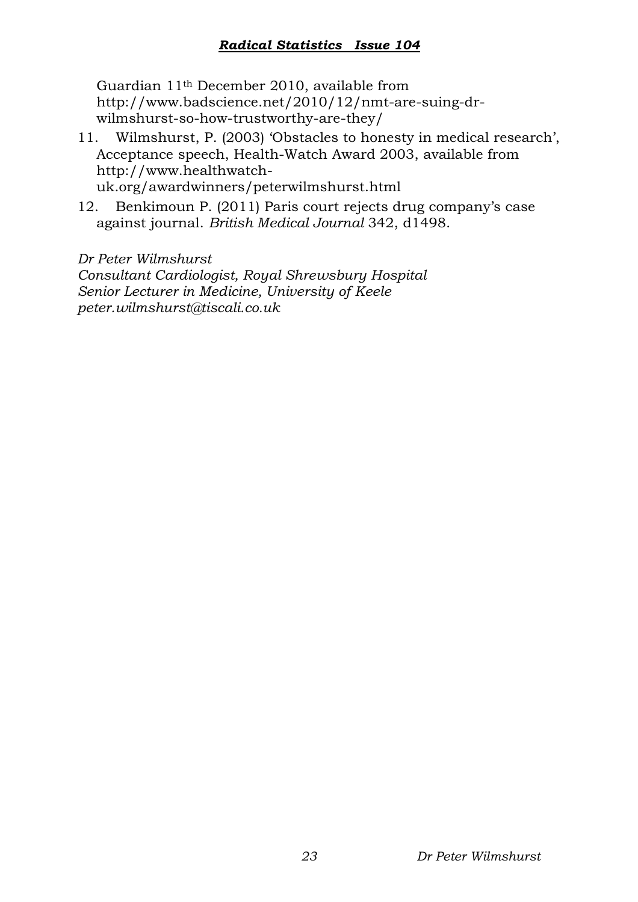Guardian 11th December 2010, available from http://www.badscience.net/2010/12/nmt-are-suing-dr-wilmshurst-so-how-trustworthy-are-they/

11. Wilmshurst, P. (2003) 'Obstacles to honesty in medical research', Acceptance speech, Health-Watch Award 2003, available from http://www.healthwatch-uk.org/awardwinners/peterwilmshurst.html
12. Benkimoun P. (2011) Paris court rejects drug company's case against journal. *British Medical Journal* 342, d1498.

*Dr Peter Wilmshurst*
*Consultant Cardiologist, Royal Shrewsbury Hospital*
*Senior Lecturer in Medicine, University of Keele*
*peter.wilmshurst@tiscali.co.uk*